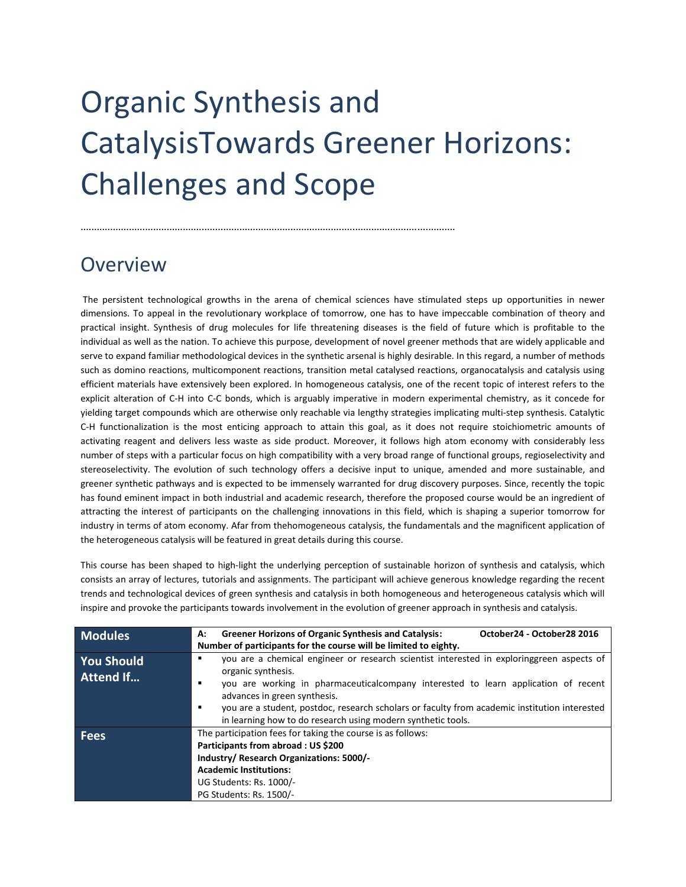# Organic Synthesis and CatalysisTowards Greener Horizons: Challenges and Scope

……………………………………………………………………………………………………………………

## Overview

The persistent technological growths in the arena of chemical sciences have stimulated steps up opportunities in newer dimensions. To appeal in the revolutionary workplace of tomorrow, one has to have impeccable combination of theory and practical insight. Synthesis of drug molecules for life threatening diseases is the field of future which is profitable to the individual as well as the nation. To achieve this purpose, development of novel greener methods that are widely applicable and serve to expand familiar methodological devices in the synthetic arsenal is highly desirable. In this regard, a number of methods such as domino reactions, multicomponent reactions, transition metal catalysed reactions, organocatalysis and catalysis using efficient materials have extensively been explored. In homogeneous catalysis, one of the recent topic of interest refers to the explicit alteration of C-H into C-C bonds, which is arguably imperative in modern experimental chemistry, as it concede for yielding target compounds which are otherwise only reachable via lengthy strategies implicating multi-step synthesis. Catalytic C-H functionalization is the most enticing approach to attain this goal, as it does not require stoichiometric amounts of activating reagent and delivers less waste as side product. Moreover, it follows high atom economy with considerably less number of steps with a particular focus on high compatibility with a very broad range of functional groups, regioselectivity and stereoselectivity. The evolution of such technology offers a decisive input to unique, amended and more sustainable, and greener synthetic pathways and is expected to be immensely warranted for drug discovery purposes. Since, recently the topic has found eminent impact in both industrial and academic research, therefore the proposed course would be an ingredient of attracting the interest of participants on the challenging innovations in this field, which is shaping a superior tomorrow for industry in terms of atom economy. Afar from thehomogeneous catalysis, the fundamentals and the magnificent application of the heterogeneous catalysis will be featured in great details during this course.

This course has been shaped to high-light the underlying perception of sustainable horizon of synthesis and catalysis, which consists an array of lectures, tutorials and assignments. The participant will achieve generous knowledge regarding the recent trends and technological devices of green synthesis and catalysis in both homogeneous and heterogeneous catalysis which will inspire and provoke the participants towards involvement in the evolution of greener approach in synthesis and catalysis.

| | |
|---|---|
| **Modules** | **A: Greener Horizons of Organic Synthesis and Catalysis: October24 - October28 2016**<br>**Number of participants for the course will be limited to eighty.** |
| **You Should Attend If…** | ▪ you are a chemical engineer or research scientist interested in exploringgreen aspects of organic synthesis.<br>▪ you are working in pharmaceuticalcompany interested to learn application of recent advances in green synthesis.<br>▪ you are a student, postdoc, research scholars or faculty from academic institution interested in learning how to do research using modern synthetic tools. |
| **Fees** | The participation fees for taking the course is as follows:<br>**Participants from abroad : US $200**<br>**Industry/ Research Organizations: 5000/-**<br>**Academic Institutions:**<br>UG Students: Rs. 1000/-<br>PG Students: Rs. 1500/- |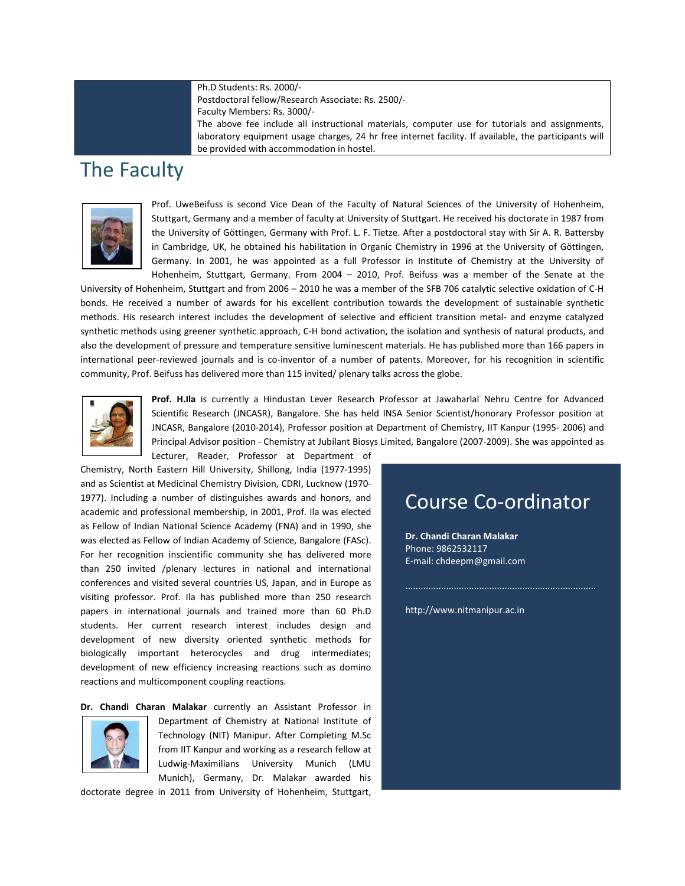Ph.D Students: Rs. 2000/-
Postdoctoral fellow/Research Associate: Rs. 2500/-
Faculty Members: Rs. 3000/-
The above fee include all instructional materials, computer use for tutorials and assignments, laboratory equipment usage charges, 24 hr free internet facility. If available, the participants will be provided with accommodation in hostel.

# The Faculty

Prof. UweBeifuss is second Vice Dean of the Faculty of Natural Sciences of the University of Hohenheim, Stuttgart, Germany and a member of faculty at University of Stuttgart. He received his doctorate in 1987 from the University of Göttingen, Germany with Prof. L. F. Tietze. After a postdoctoral stay with Sir A. R. Battersby in Cambridge, UK, he obtained his habilitation in Organic Chemistry in 1996 at the University of Göttingen, Germany. In 2001, he was appointed as a full Professor in Institute of Chemistry at the University of Hohenheim, Stuttgart, Germany. From 2004 – 2010, Prof. Beifuss was a member of the Senate at the University of Hohenheim, Stuttgart and from 2006 – 2010 he was a member of the SFB 706 catalytic selective oxidation of C-H bonds. He received a number of awards for his excellent contribution towards the development of sustainable synthetic methods. His research interest includes the development of selective and efficient transition metal- and enzyme catalyzed synthetic methods using greener synthetic approach, C-H bond activation, the isolation and synthesis of natural products, and also the development of pressure and temperature sensitive luminescent materials. He has published more than 166 papers in international peer-reviewed journals and is co-inventor of a number of patents. Moreover, for his recognition in scientific community, Prof. Beifuss has delivered more than 115 invited/ plenary talks across the globe.

**Prof. H.Ila** is currently a Hindustan Lever Research Professor at Jawaharlal Nehru Centre for Advanced Scientific Research (JNCASR), Bangalore. She has held INSA Senior Scientist/honorary Professor position at JNCASR, Bangalore (2010-2014), Professor position at Department of Chemistry, IIT Kanpur (1995- 2006) and Principal Advisor position - Chemistry at Jubilant Biosys Limited, Bangalore (2007-2009). She was appointed as Lecturer, Reader, Professor at Department of Chemistry, North Eastern Hill University, Shillong, India (1977-1995) and as Scientist at Medicinal Chemistry Division, CDRI, Lucknow (1970-1977). Including a number of distinguishes awards and honors, and academic and professional membership, in 2001, Prof. Ila was elected as Fellow of Indian National Science Academy (FNA) and in 1990, she was elected as Fellow of Indian Academy of Science, Bangalore (FASc). For her recognition inscientific community she has delivered more than 250 invited /plenary lectures in national and international conferences and visited several countries US, Japan, and in Europe as visiting professor. Prof. Ila has published more than 250 research papers in international journals and trained more than 60 Ph.D students. Her current research interest includes design and development of new diversity oriented synthetic methods for biologically important heterocycles and drug intermediates; development of new efficiency increasing reactions such as domino reactions and multicomponent coupling reactions.

**Dr. Chandi Charan Malakar** currently an Assistant Professor in Department of Chemistry at National Institute of Technology (NIT) Manipur. After Completing M.Sc from IIT Kanpur and working as a research fellow at Ludwig-Maximilians University Munich (LMU Munich), Germany, Dr. Malakar awarded his doctorate degree in 2011 from University of Hohenheim, Stuttgart,

## Course Co-ordinator

**Dr. Chandi Charan Malakar**
Phone: 9862532117
E-mail: chdeepm@gmail.com

.........................................................................

http://www.nitmanipur.ac.in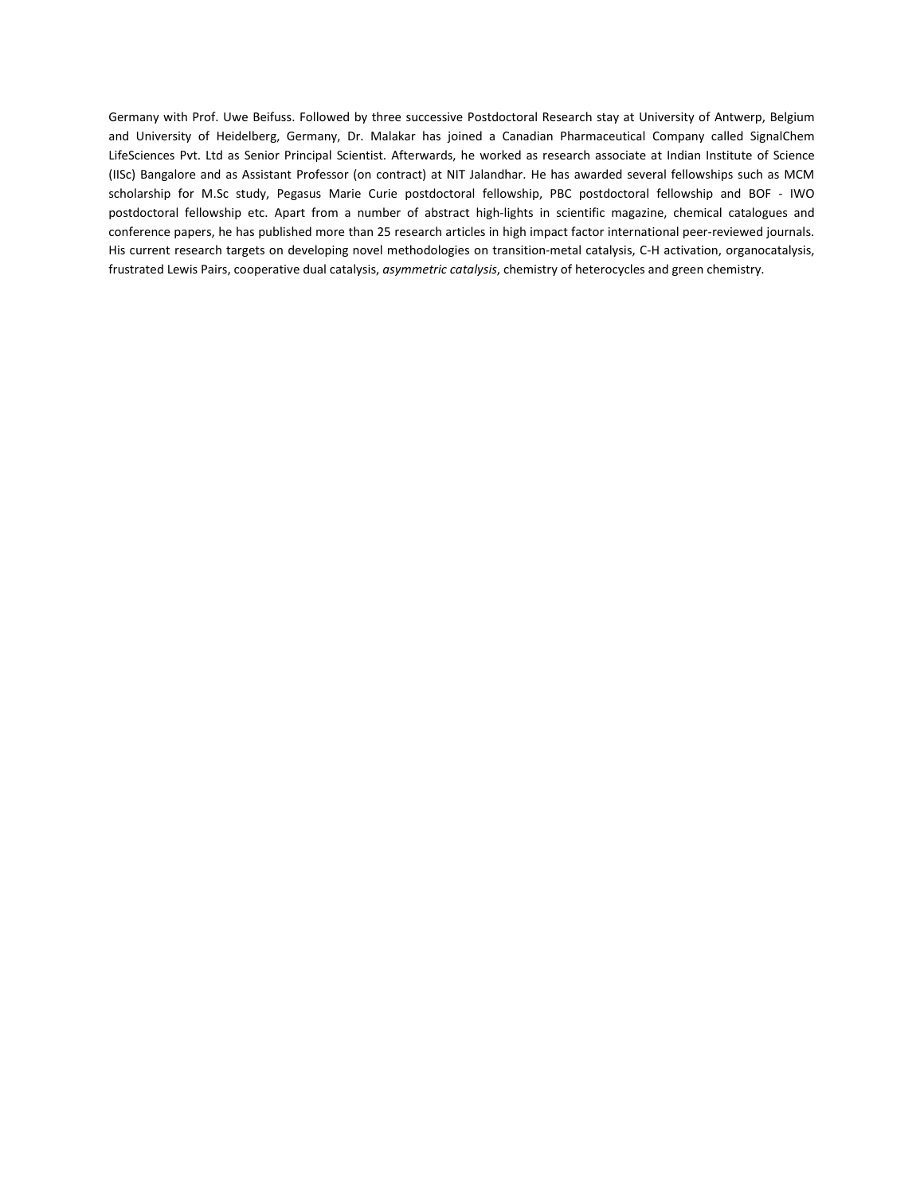Germany with Prof. Uwe Beifuss. Followed by three successive Postdoctoral Research stay at University of Antwerp, Belgium and University of Heidelberg, Germany, Dr. Malakar has joined a Canadian Pharmaceutical Company called SignalChem LifeSciences Pvt. Ltd as Senior Principal Scientist. Afterwards, he worked as research associate at Indian Institute of Science (IISc) Bangalore and as Assistant Professor (on contract) at NIT Jalandhar. He has awarded several fellowships such as MCM scholarship for M.Sc study, Pegasus Marie Curie postdoctoral fellowship, PBC postdoctoral fellowship and BOF - IWO postdoctoral fellowship etc. Apart from a number of abstract high-lights in scientific magazine, chemical catalogues and conference papers, he has published more than 25 research articles in high impact factor international peer-reviewed journals. His current research targets on developing novel methodologies on transition-metal catalysis, C-H activation, organocatalysis, frustrated Lewis Pairs, cooperative dual catalysis, *asymmetric catalysis*, chemistry of heterocycles and green chemistry.